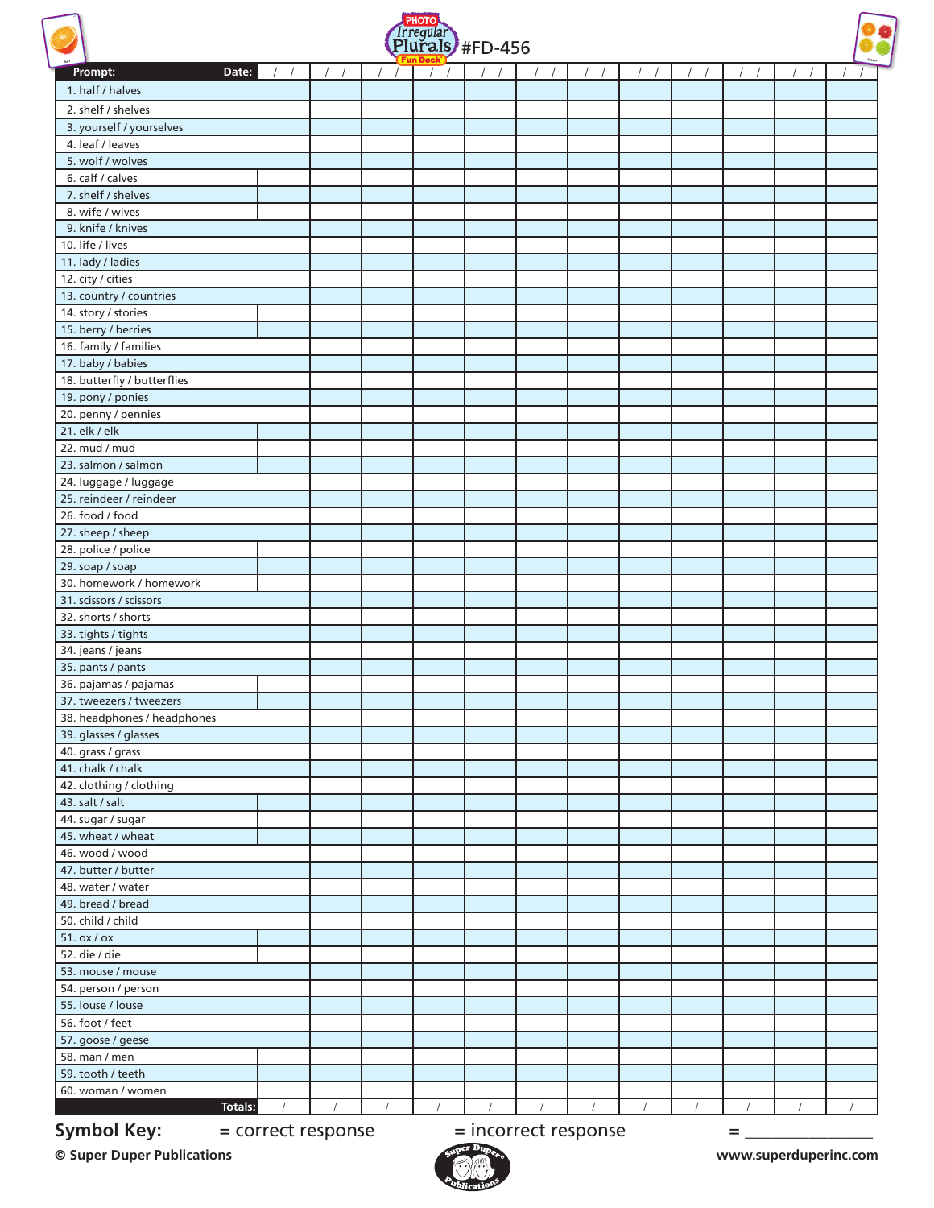# Photo Irregular Plurals Fun Deck #FD-456

| Prompt: Date: | / / | / / | / / | / / | / / | / / | / / | / / | / / | / / | / / | / / |
|---|---|---|---|---|---|---|---|---|---|---|---|---|
| 1. half / halves | | | | | | | | | | | | |
| 2. shelf / shelves | | | | | | | | | | | | |
| 3. yourself / yourselves | | | | | | | | | | | | |
| 4. leaf / leaves | | | | | | | | | | | | |
| 5. wolf / wolves | | | | | | | | | | | | |
| 6. calf / calves | | | | | | | | | | | | |
| 7. shelf / shelves | | | | | | | | | | | | |
| 8. wife / wives | | | | | | | | | | | | |
| 9. knife / knives | | | | | | | | | | | | |
| 10. life / lives | | | | | | | | | | | | |
| 11. lady / ladies | | | | | | | | | | | | |
| 12. city / cities | | | | | | | | | | | | |
| 13. country / countries | | | | | | | | | | | | |
| 14. story / stories | | | | | | | | | | | | |
| 15. berry / berries | | | | | | | | | | | | |
| 16. family / families | | | | | | | | | | | | |
| 17. baby / babies | | | | | | | | | | | | |
| 18. butterfly / butterflies | | | | | | | | | | | | |
| 19. pony / ponies | | | | | | | | | | | | |
| 20. penny / pennies | | | | | | | | | | | | |
| 21. elk / elk | | | | | | | | | | | | |
| 22. mud / mud | | | | | | | | | | | | |
| 23. salmon / salmon | | | | | | | | | | | | |
| 24. luggage / luggage | | | | | | | | | | | | |
| 25. reindeer / reindeer | | | | | | | | | | | | |
| 26. food / food | | | | | | | | | | | | |
| 27. sheep / sheep | | | | | | | | | | | | |
| 28. police / police | | | | | | | | | | | | |
| 29. soap / soap | | | | | | | | | | | | |
| 30. homework / homework | | | | | | | | | | | | |
| 31. scissors / scissors | | | | | | | | | | | | |
| 32. shorts / shorts | | | | | | | | | | | | |
| 33. tights / tights | | | | | | | | | | | | |
| 34. jeans / jeans | | | | | | | | | | | | |
| 35. pants / pants | | | | | | | | | | | | |
| 36. pajamas / pajamas | | | | | | | | | | | | |
| 37. tweezers / tweezers | | | | | | | | | | | | |
| 38. headphones / headphones | | | | | | | | | | | | |
| 39. glasses / glasses | | | | | | | | | | | | |
| 40. grass / grass | | | | | | | | | | | | |
| 41. chalk / chalk | | | | | | | | | | | | |
| 42. clothing / clothing | | | | | | | | | | | | |
| 43. salt / salt | | | | | | | | | | | | |
| 44. sugar / sugar | | | | | | | | | | | | |
| 45. wheat / wheat | | | | | | | | | | | | |
| 46. wood / wood | | | | | | | | | | | | |
| 47. butter / butter | | | | | | | | | | | | |
| 48. water / water | | | | | | | | | | | | |
| 49. bread / bread | | | | | | | | | | | | |
| 50. child / child | | | | | | | | | | | | |
| 51. ox / ox | | | | | | | | | | | | |
| 52. die / die | | | | | | | | | | | | |
| 53. mouse / mouse | | | | | | | | | | | | |
| 54. person / person | | | | | | | | | | | | |
| 55. louse / louse | | | | | | | | | | | | |
| 56. foot / feet | | | | | | | | | | | | |
| 57. goose / geese | | | | | | | | | | | | |
| 58. man / men | | | | | | | | | | | | |
| 59. tooth / teeth | | | | | | | | | | | | |
| 60. woman / women | | | | | | | | | | | | |
| Totals: | / | / | / | / | / | / | / | / | / | / | / | / |

**Symbol Key:** = correct response = incorrect response = _______________

© Super Duper Publications www.superduperinc.com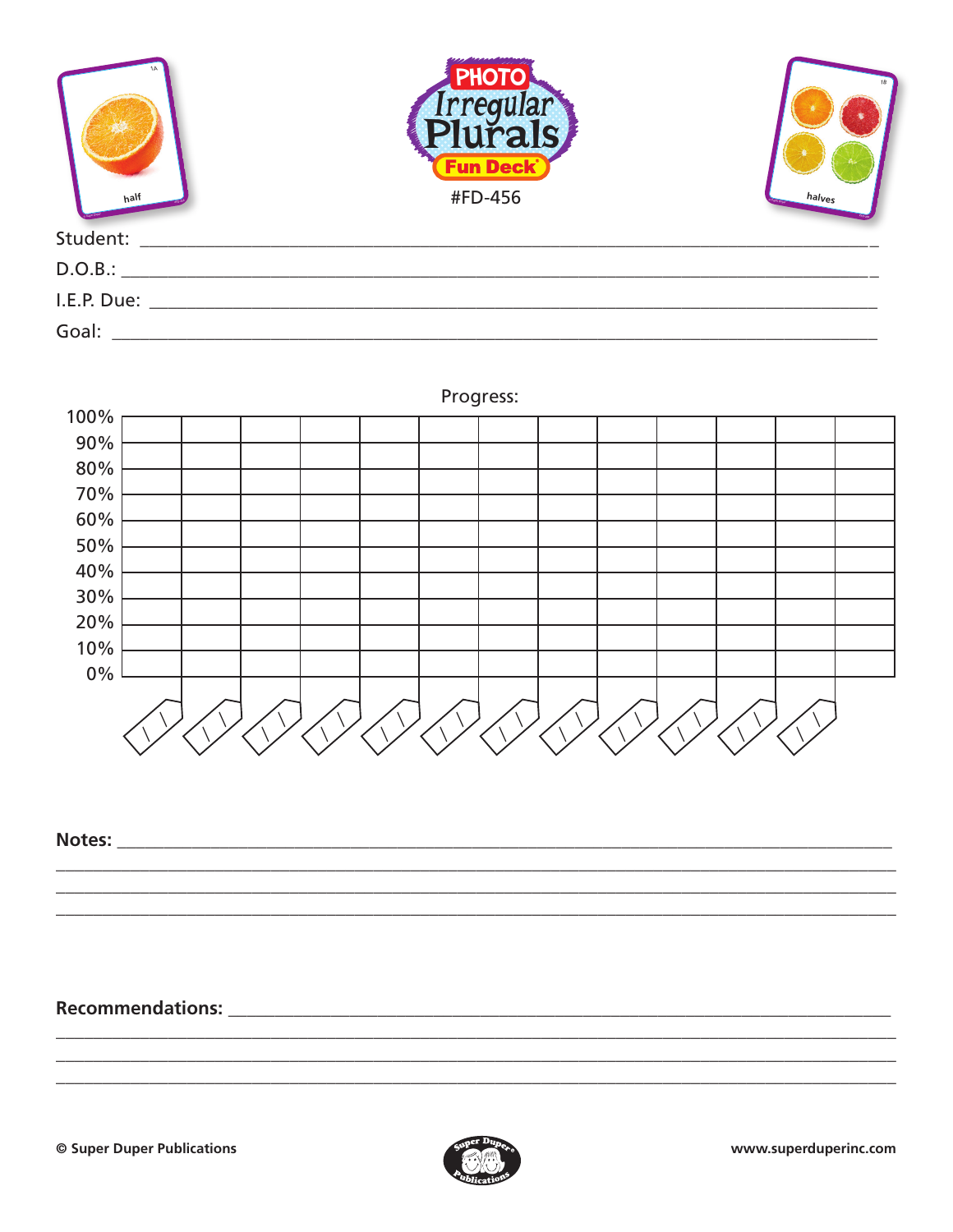PHOTO Irregular Plurals Fun Deck®

#FD-456

half

halves

Student: \_\_\_\_\_\_\_\_\_\_\_\_\_\_\_\_\_\_\_\_\_\_\_\_\_\_\_\_\_\_\_\_\_\_\_\_\_\_\_\_

D.O.B.: \_\_\_\_\_\_\_\_\_\_\_\_\_\_\_\_\_\_\_\_\_\_\_\_\_\_\_\_\_\_\_\_\_\_\_\_\_\_\_\_

I.E.P. Due: \_\_\_\_\_\_\_\_\_\_\_\_\_\_\_\_\_\_\_\_\_\_\_\_\_\_\_\_\_\_\_\_\_\_\_\_\_\_\_\_

Goal: \_\_\_\_\_\_\_\_\_\_\_\_\_\_\_\_\_\_\_\_\_\_\_\_\_\_\_\_\_\_\_\_\_\_\_\_\_\_\_\_

Progress:

100%
90%
80%
70%
60%
50%
40%
30%
20%
10%
0%

**Notes:** \_\_\_\_\_\_\_\_\_\_\_\_\_\_\_\_\_\_\_\_\_\_\_\_\_\_\_\_\_\_\_\_\_\_\_\_\_\_\_\_

\_\_\_\_\_\_\_\_\_\_\_\_\_\_\_\_\_\_\_\_\_\_\_\_\_\_\_\_\_\_\_\_\_\_\_\_\_\_\_\_

\_\_\_\_\_\_\_\_\_\_\_\_\_\_\_\_\_\_\_\_\_\_\_\_\_\_\_\_\_\_\_\_\_\_\_\_\_\_\_\_

\_\_\_\_\_\_\_\_\_\_\_\_\_\_\_\_\_\_\_\_\_\_\_\_\_\_\_\_\_\_\_\_\_\_\_\_\_\_\_\_

**Recommendations:** \_\_\_\_\_\_\_\_\_\_\_\_\_\_\_\_\_\_\_\_\_\_\_\_\_\_\_\_\_\_\_\_\_\_\_\_\_\_\_\_

\_\_\_\_\_\_\_\_\_\_\_\_\_\_\_\_\_\_\_\_\_\_\_\_\_\_\_\_\_\_\_\_\_\_\_\_\_\_\_\_

\_\_\_\_\_\_\_\_\_\_\_\_\_\_\_\_\_\_\_\_\_\_\_\_\_\_\_\_\_\_\_\_\_\_\_\_\_\_\_\_

\_\_\_\_\_\_\_\_\_\_\_\_\_\_\_\_\_\_\_\_\_\_\_\_\_\_\_\_\_\_\_\_\_\_\_\_\_\_\_\_

**© Super Duper Publications**

**www.superduperinc.com**